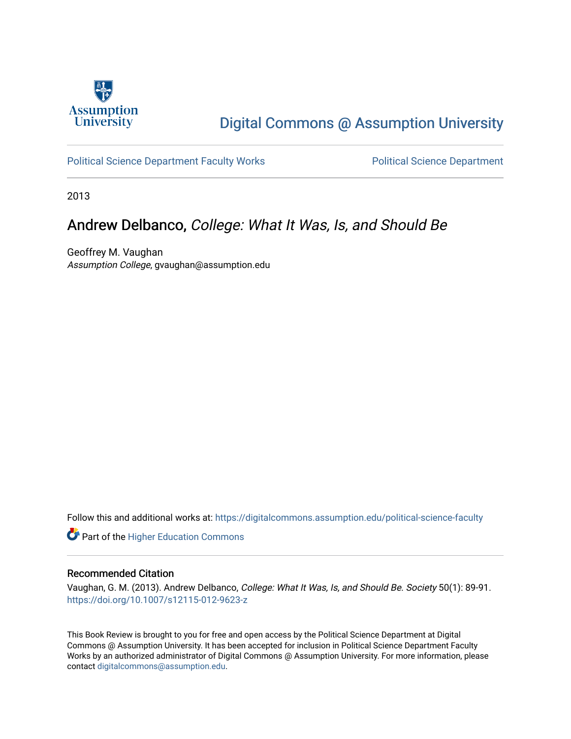Digital Commons @ Assumption University

Political Science Department Faculty Works

Political Science Department

2013

# Andrew Delbanco, *College: What It Was, Is, and Should Be*

Geoffrey M. Vaughan
*Assumption College*, gvaughan@assumption.edu

Follow this and additional works at: https://digitalcommons.assumption.edu/political-science-faculty

Part of the Higher Education Commons

## Recommended Citation

Vaughan, G. M. (2013). Andrew Delbanco, *College: What It Was, Is, and Should Be*. *Society* 50(1): 89-91. https://doi.org/10.1007/s12115-012-9623-z

This Book Review is brought to you for free and open access by the Political Science Department at Digital Commons @ Assumption University. It has been accepted for inclusion in Political Science Department Faculty Works by an authorized administrator of Digital Commons @ Assumption University. For more information, please contact digitalcommons@assumption.edu.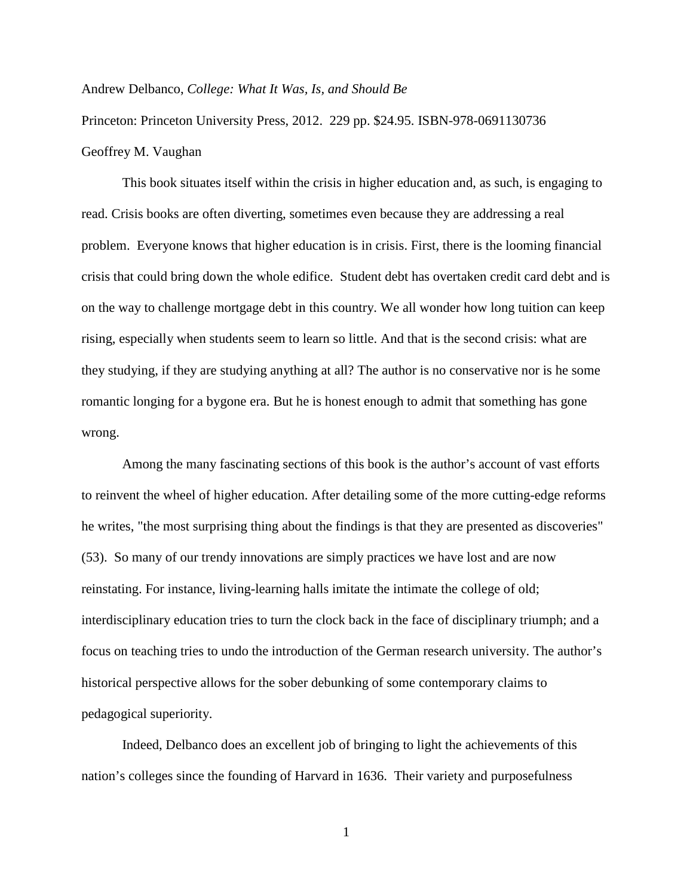Andrew Delbanco, *College: What It Was, Is, and Should Be*

Princeton: Princeton University Press, 2012. 229 pp. $24.95. ISBN-978-0691130736

Geoffrey M. Vaughan

This book situates itself within the crisis in higher education and, as such, is engaging to read. Crisis books are often diverting, sometimes even because they are addressing a real problem. Everyone knows that higher education is in crisis. First, there is the looming financial crisis that could bring down the whole edifice. Student debt has overtaken credit card debt and is on the way to challenge mortgage debt in this country. We all wonder how long tuition can keep rising, especially when students seem to learn so little. And that is the second crisis: what are they studying, if they are studying anything at all? The author is no conservative nor is he some romantic longing for a bygone era. But he is honest enough to admit that something has gone wrong.

Among the many fascinating sections of this book is the author's account of vast efforts to reinvent the wheel of higher education. After detailing some of the more cutting-edge reforms he writes, "the most surprising thing about the findings is that they are presented as discoveries" (53). So many of our trendy innovations are simply practices we have lost and are now reinstating. For instance, living-learning halls imitate the intimate the college of old; interdisciplinary education tries to turn the clock back in the face of disciplinary triumph; and a focus on teaching tries to undo the introduction of the German research university. The author's historical perspective allows for the sober debunking of some contemporary claims to pedagogical superiority.

Indeed, Delbanco does an excellent job of bringing to light the achievements of this nation's colleges since the founding of Harvard in 1636. Their variety and purposefulness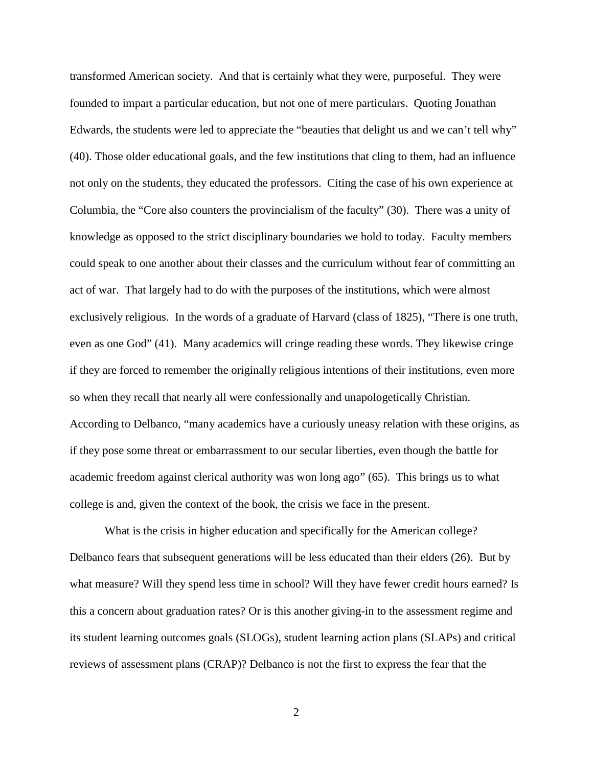transformed American society. And that is certainly what they were, purposeful. They were founded to impart a particular education, but not one of mere particulars. Quoting Jonathan Edwards, the students were led to appreciate the "beauties that delight us and we can't tell why" (40). Those older educational goals, and the few institutions that cling to them, had an influence not only on the students, they educated the professors. Citing the case of his own experience at Columbia, the "Core also counters the provincialism of the faculty" (30). There was a unity of knowledge as opposed to the strict disciplinary boundaries we hold to today. Faculty members could speak to one another about their classes and the curriculum without fear of committing an act of war. That largely had to do with the purposes of the institutions, which were almost exclusively religious. In the words of a graduate of Harvard (class of 1825), "There is one truth, even as one God" (41). Many academics will cringe reading these words. They likewise cringe if they are forced to remember the originally religious intentions of their institutions, even more so when they recall that nearly all were confessionally and unapologetically Christian. According to Delbanco, "many academics have a curiously uneasy relation with these origins, as if they pose some threat or embarrassment to our secular liberties, even though the battle for academic freedom against clerical authority was won long ago" (65). This brings us to what college is and, given the context of the book, the crisis we face in the present.

What is the crisis in higher education and specifically for the American college? Delbanco fears that subsequent generations will be less educated than their elders (26). But by what measure? Will they spend less time in school? Will they have fewer credit hours earned? Is this a concern about graduation rates? Or is this another giving-in to the assessment regime and its student learning outcomes goals (SLOGs), student learning action plans (SLAPs) and critical reviews of assessment plans (CRAP)? Delbanco is not the first to express the fear that the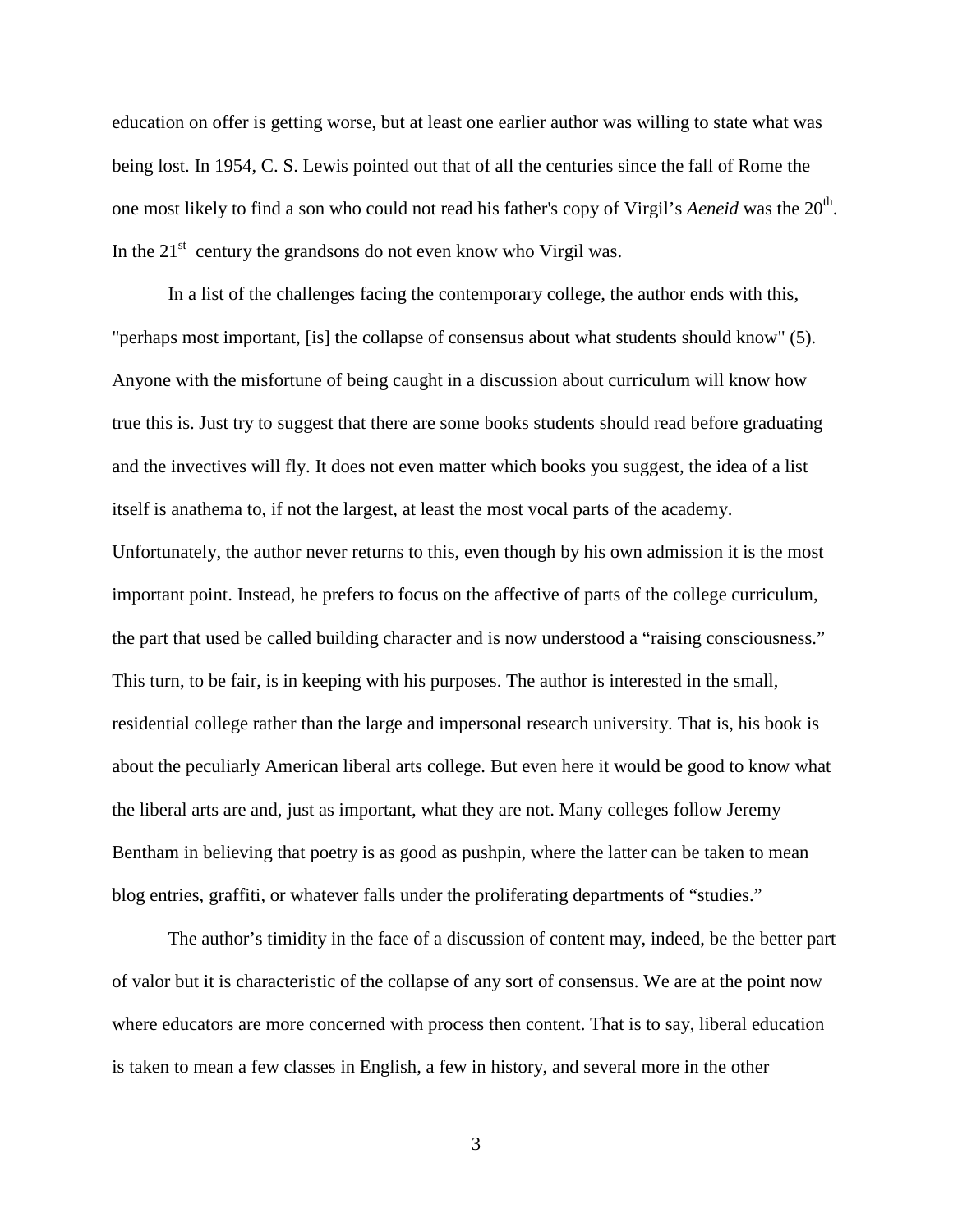education on offer is getting worse, but at least one earlier author was willing to state what was being lost. In 1954, C. S. Lewis pointed out that of all the centuries since the fall of Rome the one most likely to find a son who could not read his father's copy of Virgil's *Aeneid* was the 20th. In the 21st century the grandsons do not even know who Virgil was.

In a list of the challenges facing the contemporary college, the author ends with this, "perhaps most important, [is] the collapse of consensus about what students should know" (5). Anyone with the misfortune of being caught in a discussion about curriculum will know how true this is. Just try to suggest that there are some books students should read before graduating and the invectives will fly. It does not even matter which books you suggest, the idea of a list itself is anathema to, if not the largest, at least the most vocal parts of the academy. Unfortunately, the author never returns to this, even though by his own admission it is the most important point. Instead, he prefers to focus on the affective of parts of the college curriculum, the part that used be called building character and is now understood a "raising consciousness." This turn, to be fair, is in keeping with his purposes. The author is interested in the small, residential college rather than the large and impersonal research university. That is, his book is about the peculiarly American liberal arts college. But even here it would be good to know what the liberal arts are and, just as important, what they are not. Many colleges follow Jeremy Bentham in believing that poetry is as good as pushpin, where the latter can be taken to mean blog entries, graffiti, or whatever falls under the proliferating departments of "studies."

The author's timidity in the face of a discussion of content may, indeed, be the better part of valor but it is characteristic of the collapse of any sort of consensus. We are at the point now where educators are more concerned with process then content. That is to say, liberal education is taken to mean a few classes in English, a few in history, and several more in the other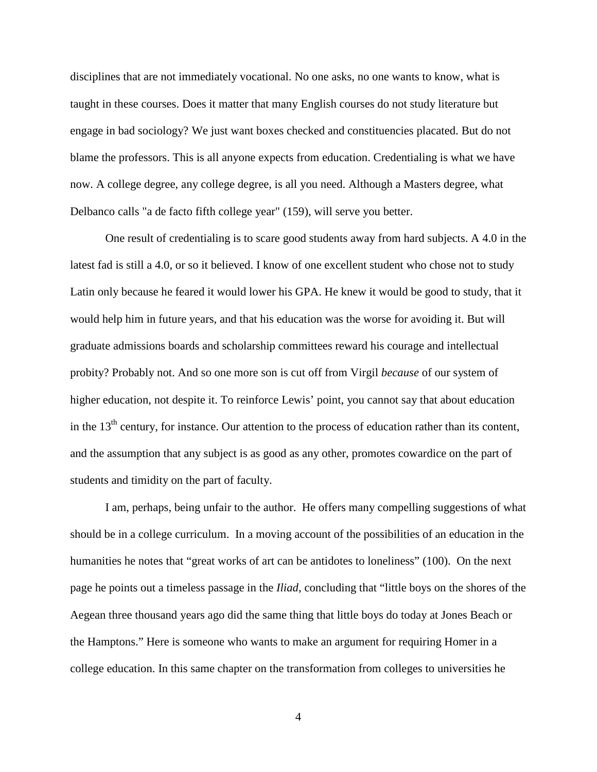disciplines that are not immediately vocational. No one asks, no one wants to know, what is taught in these courses. Does it matter that many English courses do not study literature but engage in bad sociology? We just want boxes checked and constituencies placated. But do not blame the professors. This is all anyone expects from education. Credentialing is what we have now. A college degree, any college degree, is all you need. Although a Masters degree, what Delbanco calls "a de facto fifth college year" (159), will serve you better.

One result of credentialing is to scare good students away from hard subjects. A 4.0 in the latest fad is still a 4.0, or so it believed. I know of one excellent student who chose not to study Latin only because he feared it would lower his GPA. He knew it would be good to study, that it would help him in future years, and that his education was the worse for avoiding it. But will graduate admissions boards and scholarship committees reward his courage and intellectual probity? Probably not. And so one more son is cut off from Virgil *because* of our system of higher education, not despite it. To reinforce Lewis' point, you cannot say that about education in the 13th century, for instance. Our attention to the process of education rather than its content, and the assumption that any subject is as good as any other, promotes cowardice on the part of students and timidity on the part of faculty.

I am, perhaps, being unfair to the author. He offers many compelling suggestions of what should be in a college curriculum. In a moving account of the possibilities of an education in the humanities he notes that "great works of art can be antidotes to loneliness" (100). On the next page he points out a timeless passage in the *Iliad*, concluding that "little boys on the shores of the Aegean three thousand years ago did the same thing that little boys do today at Jones Beach or the Hamptons." Here is someone who wants to make an argument for requiring Homer in a college education. In this same chapter on the transformation from colleges to universities he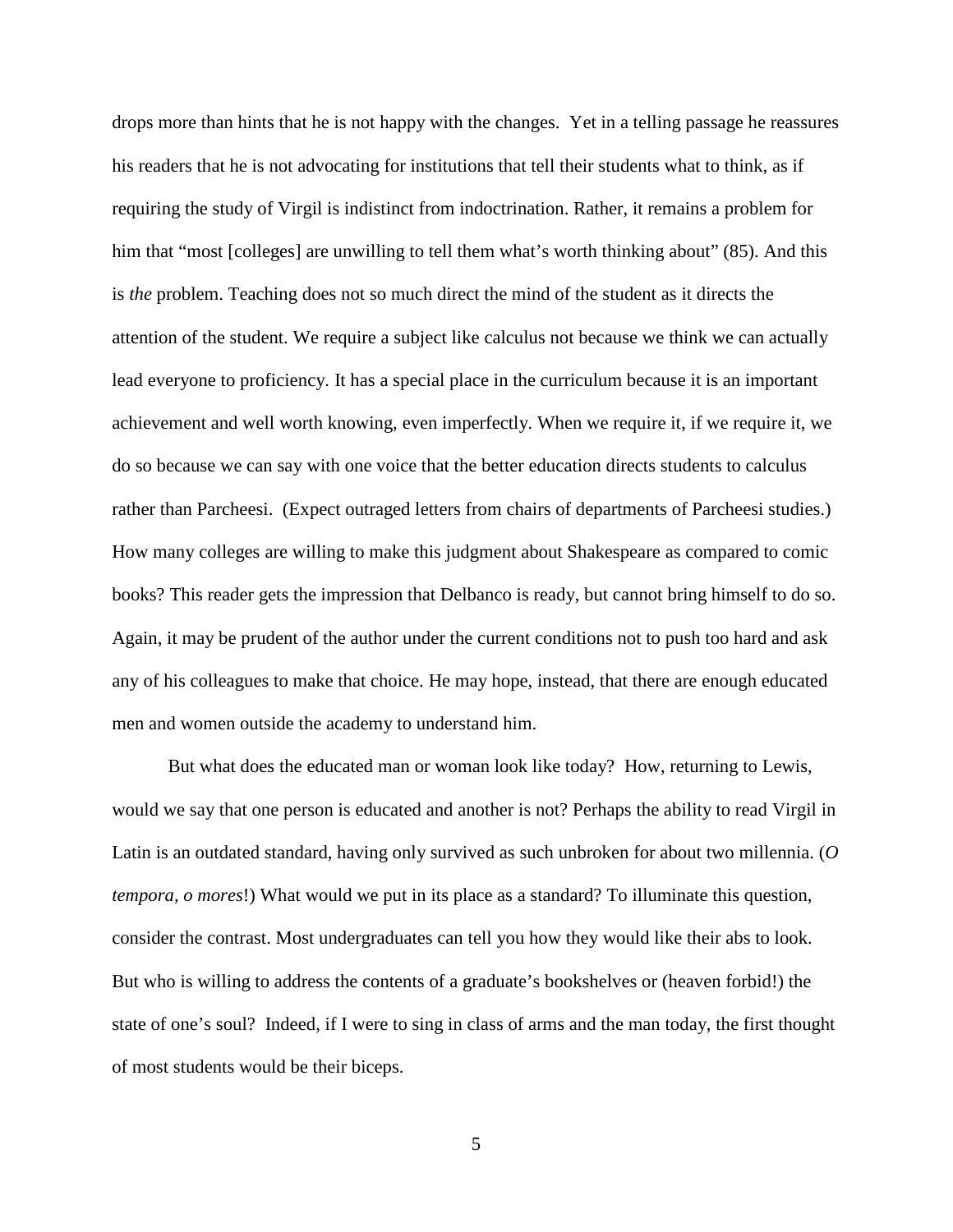drops more than hints that he is not happy with the changes. Yet in a telling passage he reassures his readers that he is not advocating for institutions that tell their students what to think, as if requiring the study of Virgil is indistinct from indoctrination. Rather, it remains a problem for him that "most [colleges] are unwilling to tell them what's worth thinking about" (85). And this is *the* problem. Teaching does not so much direct the mind of the student as it directs the attention of the student. We require a subject like calculus not because we think we can actually lead everyone to proficiency. It has a special place in the curriculum because it is an important achievement and well worth knowing, even imperfectly. When we require it, if we require it, we do so because we can say with one voice that the better education directs students to calculus rather than Parcheesi. (Expect outraged letters from chairs of departments of Parcheesi studies.) How many colleges are willing to make this judgment about Shakespeare as compared to comic books? This reader gets the impression that Delbanco is ready, but cannot bring himself to do so. Again, it may be prudent of the author under the current conditions not to push too hard and ask any of his colleagues to make that choice. He may hope, instead, that there are enough educated men and women outside the academy to understand him.

But what does the educated man or woman look like today? How, returning to Lewis, would we say that one person is educated and another is not? Perhaps the ability to read Virgil in Latin is an outdated standard, having only survived as such unbroken for about two millennia. (*O tempora, o mores*!) What would we put in its place as a standard? To illuminate this question, consider the contrast. Most undergraduates can tell you how they would like their abs to look. But who is willing to address the contents of a graduate's bookshelves or (heaven forbid!) the state of one's soul? Indeed, if I were to sing in class of arms and the man today, the first thought of most students would be their biceps.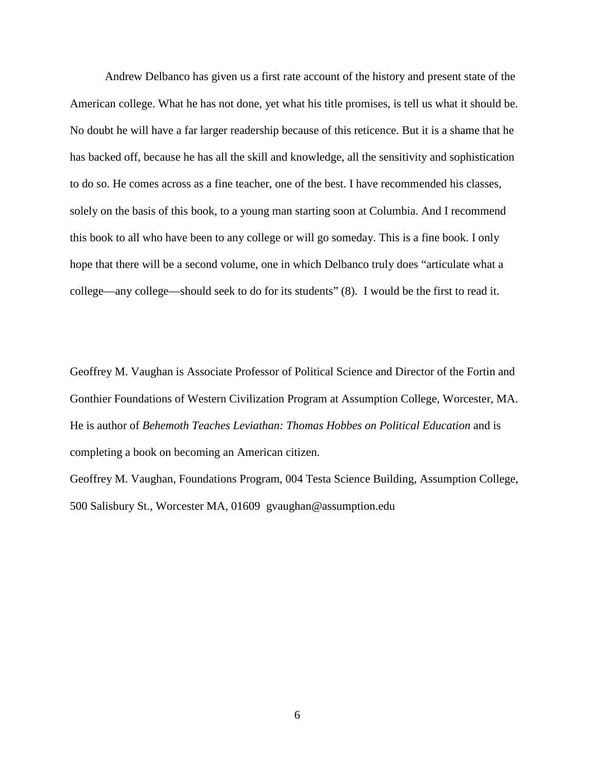Andrew Delbanco has given us a first rate account of the history and present state of the American college. What he has not done, yet what his title promises, is tell us what it should be. No doubt he will have a far larger readership because of this reticence. But it is a shame that he has backed off, because he has all the skill and knowledge, all the sensitivity and sophistication to do so. He comes across as a fine teacher, one of the best. I have recommended his classes, solely on the basis of this book, to a young man starting soon at Columbia. And I recommend this book to all who have been to any college or will go someday. This is a fine book. I only hope that there will be a second volume, one in which Delbanco truly does "articulate what a college—any college—should seek to do for its students" (8). I would be the first to read it.

Geoffrey M. Vaughan is Associate Professor of Political Science and Director of the Fortin and Gonthier Foundations of Western Civilization Program at Assumption College, Worcester, MA. He is author of *Behemoth Teaches Leviathan: Thomas Hobbes on Political Education* and is completing a book on becoming an American citizen.

Geoffrey M. Vaughan, Foundations Program, 004 Testa Science Building, Assumption College, 500 Salisbury St., Worcester MA, 01609 gvaughan@assumption.edu